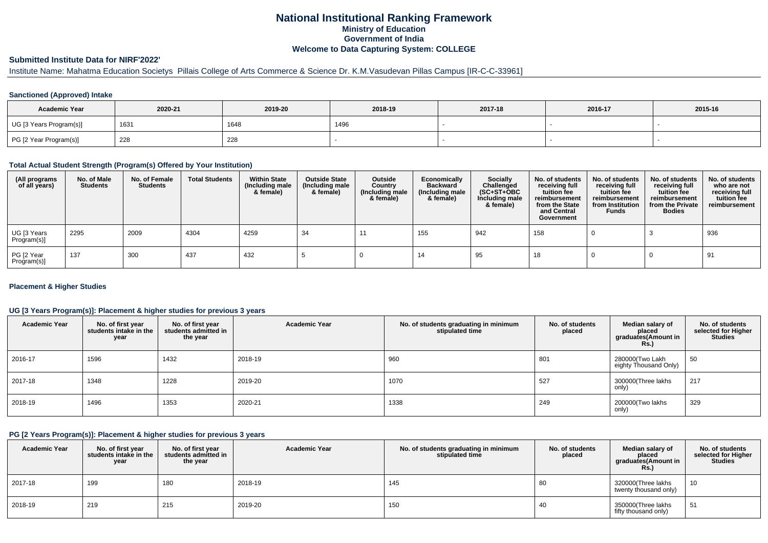# National Institutional Ranking Framework

## Ministry of Education

## Government of India

## Welcome to Data Capturing System: COLLEGE

### Submitted Institute Data for NIRF'2022'

Institute Name: Mahatma Education Societys Pillais College of Arts Commerce & Science Dr. K.M.Vasudevan Pillas Campus [IR-C-C-33961]

#### Sanctioned (Approved) Intake

| Academic Year | 2020-21 | 2019-20 | 2018-19 | 2017-18 | 2016-17 | 2015-16 |
|---|---|---|---|---|---|---|
| UG [3 Years Program(s)] | 1631 | 1648 | 1496 | - | - | - |
| PG [2 Year Program(s)] | 228 | 228 | - | - | - | - |

#### Total Actual Student Strength (Program(s) Offered by Your Institution)

| (All programs of all years) | No. of Male Students | No. of Female Students | Total Students | Within State (Including male & female) | Outside State (Including male & female) | Outside Country (Including male & female) | Economically Backward (Including male & female) | Socially Challenged (SC+ST+OBC Including male & female) | No. of students receiving full tuition fee reimbursement from the State and Central Government | No. of students receiving full tuition fee reimbursement from Institution Funds | No. of students receiving full tuition fee reimbursement from the Private Bodies | No. of students who are not receiving full tuition fee reimbursement |
|---|---|---|---|---|---|---|---|---|---|---|---|---|
| UG [3 Years Program(s)] | 2295 | 2009 | 4304 | 4259 | 34 | 11 | 155 | 942 | 158 | 0 | 3 | 936 |
| PG [2 Year Program(s)] | 137 | 300 | 437 | 432 | 5 | 0 | 14 | 95 | 18 | 0 | 0 | 91 |

#### Placement & Higher Studies

#### UG [3 Years Program(s)]: Placement & higher studies for previous 3 years

| Academic Year | No. of first year students intake in the year | No. of first year students admitted in the year | Academic Year | No. of students graduating in minimum stipulated time | No. of students placed | Median salary of placed graduates(Amount in Rs.) | No. of students selected for Higher Studies |
|---|---|---|---|---|---|---|---|
| 2016-17 | 1596 | 1432 | 2018-19 | 960 | 801 | 280000(Two Lakh eighty Thousand Only) | 50 |
| 2017-18 | 1348 | 1228 | 2019-20 | 1070 | 527 | 300000(Three lakhs only) | 217 |
| 2018-19 | 1496 | 1353 | 2020-21 | 1338 | 249 | 200000(Two lakhs only) | 329 |

#### PG [2 Years Program(s)]: Placement & higher studies for previous 3 years

| Academic Year | No. of first year students intake in the year | No. of first year students admitted in the year | Academic Year | No. of students graduating in minimum stipulated time | No. of students placed | Median salary of placed graduates(Amount in Rs.) | No. of students selected for Higher Studies |
|---|---|---|---|---|---|---|---|
| 2017-18 | 199 | 180 | 2018-19 | 145 | 80 | 320000(Three lakhs twenty thousand only) | 10 |
| 2018-19 | 219 | 215 | 2019-20 | 150 | 40 | 350000(Three lakhs fifty thousand only) | 51 |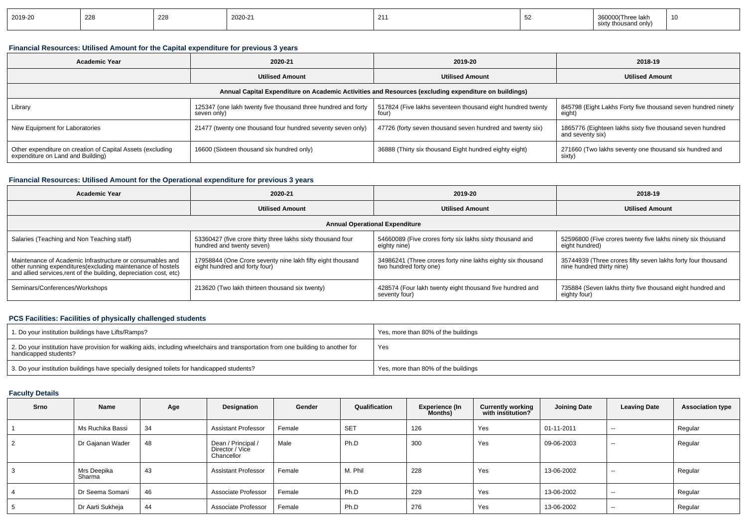| 2019-20 | 228 | 228 | 2020-21 | 211 | 52 | 360000(Three lakh sixty thousand only) | 10 |
|---|---|---|---|---|---|---|---|

### Financial Resources: Utilised Amount for the Capital expenditure for previous 3 years

| Academic Year | 2020-21 | 2019-20 | 2018-19 |
|---|---|---|---|
| | Utilised Amount | Utilised Amount | Utilised Amount |
| Annual Capital Expenditure on Academic Activities and Resources (excluding expenditure on buildings) | | | |
| Library | 125347 (one lakh twenty five thousand three hundred and forty seven only) | 517824 (Five lakhs seventeen thousand eight hundred twenty four) | 845798 (Eight Lakhs Forty five thousand seven hundred ninety eight) |
| New Equipment for Laboratories | 21477 (twenty one thousand four hundred seventy seven only) | 47726 (forty seven thousand seven hundred and twenty six) | 1865776 (Eighteen lakhs sixty five thousand seven hundred and seventy six) |
| Other expenditure on creation of Capital Assets (excluding expenditure on Land and Building) | 16600 (Sixteen thousand six hundred only) | 36888 (Thirty six thousand Eight hundred eighty eight) | 271660 (Two lakhs seventy one thousand six hundred and sixty) |

### Financial Resources: Utilised Amount for the Operational expenditure for previous 3 years

| Academic Year | 2020-21 | 2019-20 | 2018-19 |
|---|---|---|---|
| | Utilised Amount | Utilised Amount | Utilised Amount |
| Annual Operational Expenditure | | | |
| Salaries (Teaching and Non Teaching staff) | 53360427 (five crore thirty three lakhs sixty thousand four hundred and twenty seven) | 54660089 (Five crores forty six lakhs sixty thousand and eighty nine) | 52596800 (Five crores twenty five lakhs ninety six thousand eight hundred) |
| Maintenance of Academic Infrastructure or consumables and other running expenditures(excluding maintenance of hostels and allied services,rent of the building, depreciation cost, etc) | 17958844 (One Crore seventy nine lakh fifty eight thousand eight hundred and forty four) | 34986241 (Three crores forty nine lakhs eighty six thousand two hundred forty one) | 35744939 (Three crores fifty seven lakhs forty four thousand nine hundred thirty nine) |
| Seminars/Conferences/Workshops | 213620 (Two lakh thirteen thousand six twenty) | 428574 (Four lakh twenty eight thousand five hundred and seventy four) | 735884 (Seven lakhs thirty five thousand eight hundred and eighty four) |

### PCS Facilities: Facilities of physically challenged students

| | |
|---|---|
| 1. Do your institution buildings have Lifts/Ramps? | Yes, more than 80% of the buildings |
| 2. Do your institution have provision for walking aids, including wheelchairs and transportation from one building to another for handicapped students? | Yes |
| 3. Do your institution buildings have specially designed toilets for handicapped students? | Yes, more than 80% of the buildings |

### Faculty Details

| Srno | Name | Age | Designation | Gender | Qualification | Experience (In Months) | Currently working with institution? | Joining Date | Leaving Date | Association type |
|---|---|---|---|---|---|---|---|---|---|---|
| 1 | Ms Ruchika Bassi | 34 | Assistant Professor | Female | SET | 126 | Yes | 01-11-2011 | -- | Regular |
| 2 | Dr Gajanan Wader | 48 | Dean / Principal / Director / Vice Chancellor | Male | Ph.D | 300 | Yes | 09-06-2003 | -- | Regular |
| 3 | Mrs Deepika Sharma | 43 | Assistant Professor | Female | M. Phil | 228 | Yes | 13-06-2002 | -- | Regular |
| 4 | Dr Seema Somani | 46 | Associate Professor | Female | Ph.D | 229 | Yes | 13-06-2002 | -- | Regular |
| 5 | Dr Aarti Sukheja | 44 | Associate Professor | Female | Ph.D | 276 | Yes | 13-06-2002 | -- | Regular |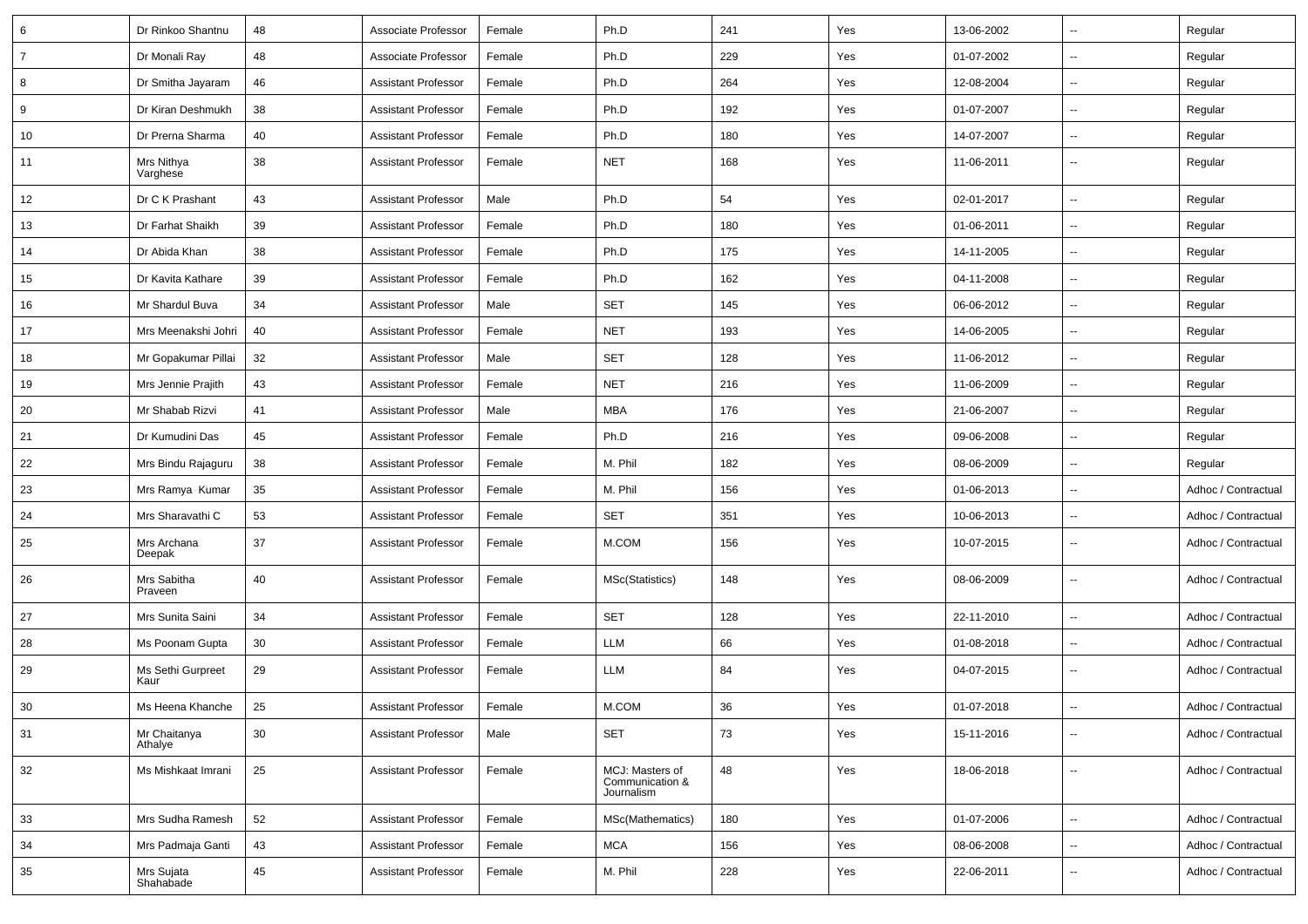| 6 | Dr Rinkoo Shantnu | 48 | Associate Professor | Female | Ph.D | 241 | Yes | 13-06-2002 | -- | Regular |
|---|---|---|---|---|---|---|---|---|---|---|
| 7 | Dr Monali Ray | 48 | Associate Professor | Female | Ph.D | 229 | Yes | 01-07-2002 | -- | Regular |
| 8 | Dr Smitha Jayaram | 46 | Assistant Professor | Female | Ph.D | 264 | Yes | 12-08-2004 | -- | Regular |
| 9 | Dr Kiran Deshmukh | 38 | Assistant Professor | Female | Ph.D | 192 | Yes | 01-07-2007 | -- | Regular |
| 10 | Dr Prerna Sharma | 40 | Assistant Professor | Female | Ph.D | 180 | Yes | 14-07-2007 | -- | Regular |
| 11 | Mrs Nithya Varghese | 38 | Assistant Professor | Female | NET | 168 | Yes | 11-06-2011 | -- | Regular |
| 12 | Dr C K Prashant | 43 | Assistant Professor | Male | Ph.D | 54 | Yes | 02-01-2017 | -- | Regular |
| 13 | Dr Farhat Shaikh | 39 | Assistant Professor | Female | Ph.D | 180 | Yes | 01-06-2011 | -- | Regular |
| 14 | Dr Abida Khan | 38 | Assistant Professor | Female | Ph.D | 175 | Yes | 14-11-2005 | -- | Regular |
| 15 | Dr Kavita Kathare | 39 | Assistant Professor | Female | Ph.D | 162 | Yes | 04-11-2008 | -- | Regular |
| 16 | Mr Shardul Buva | 34 | Assistant Professor | Male | SET | 145 | Yes | 06-06-2012 | -- | Regular |
| 17 | Mrs Meenakshi Johri | 40 | Assistant Professor | Female | NET | 193 | Yes | 14-06-2005 | -- | Regular |
| 18 | Mr Gopakumar Pillai | 32 | Assistant Professor | Male | SET | 128 | Yes | 11-06-2012 | -- | Regular |
| 19 | Mrs Jennie Prajith | 43 | Assistant Professor | Female | NET | 216 | Yes | 11-06-2009 | -- | Regular |
| 20 | Mr Shabab Rizvi | 41 | Assistant Professor | Male | MBA | 176 | Yes | 21-06-2007 | -- | Regular |
| 21 | Dr Kumudini Das | 45 | Assistant Professor | Female | Ph.D | 216 | Yes | 09-06-2008 | -- | Regular |
| 22 | Mrs Bindu Rajaguru | 38 | Assistant Professor | Female | M. Phil | 182 | Yes | 08-06-2009 | -- | Regular |
| 23 | Mrs Ramya Kumar | 35 | Assistant Professor | Female | M. Phil | 156 | Yes | 01-06-2013 | -- | Adhoc / Contractual |
| 24 | Mrs Sharavathi C | 53 | Assistant Professor | Female | SET | 351 | Yes | 10-06-2013 | -- | Adhoc / Contractual |
| 25 | Mrs Archana Deepak | 37 | Assistant Professor | Female | M.COM | 156 | Yes | 10-07-2015 | -- | Adhoc / Contractual |
| 26 | Mrs Sabitha Praveen | 40 | Assistant Professor | Female | MSc(Statistics) | 148 | Yes | 08-06-2009 | -- | Adhoc / Contractual |
| 27 | Mrs Sunita Saini | 34 | Assistant Professor | Female | SET | 128 | Yes | 22-11-2010 | -- | Adhoc / Contractual |
| 28 | Ms Poonam Gupta | 30 | Assistant Professor | Female | LLM | 66 | Yes | 01-08-2018 | -- | Adhoc / Contractual |
| 29 | Ms Sethi Gurpreet Kaur | 29 | Assistant Professor | Female | LLM | 84 | Yes | 04-07-2015 | -- | Adhoc / Contractual |
| 30 | Ms Heena Khanche | 25 | Assistant Professor | Female | M.COM | 36 | Yes | 01-07-2018 | -- | Adhoc / Contractual |
| 31 | Mr Chaitanya Athalye | 30 | Assistant Professor | Male | SET | 73 | Yes | 15-11-2016 | -- | Adhoc / Contractual |
| 32 | Ms Mishkaat Imrani | 25 | Assistant Professor | Female | MCJ: Masters of Communication & Journalism | 48 | Yes | 18-06-2018 | -- | Adhoc / Contractual |
| 33 | Mrs Sudha Ramesh | 52 | Assistant Professor | Female | MSc(Mathematics) | 180 | Yes | 01-07-2006 | -- | Adhoc / Contractual |
| 34 | Mrs Padmaja Ganti | 43 | Assistant Professor | Female | MCA | 156 | Yes | 08-06-2008 | -- | Adhoc / Contractual |
| 35 | Mrs Sujata Shahabade | 45 | Assistant Professor | Female | M. Phil | 228 | Yes | 22-06-2011 | -- | Adhoc / Contractual |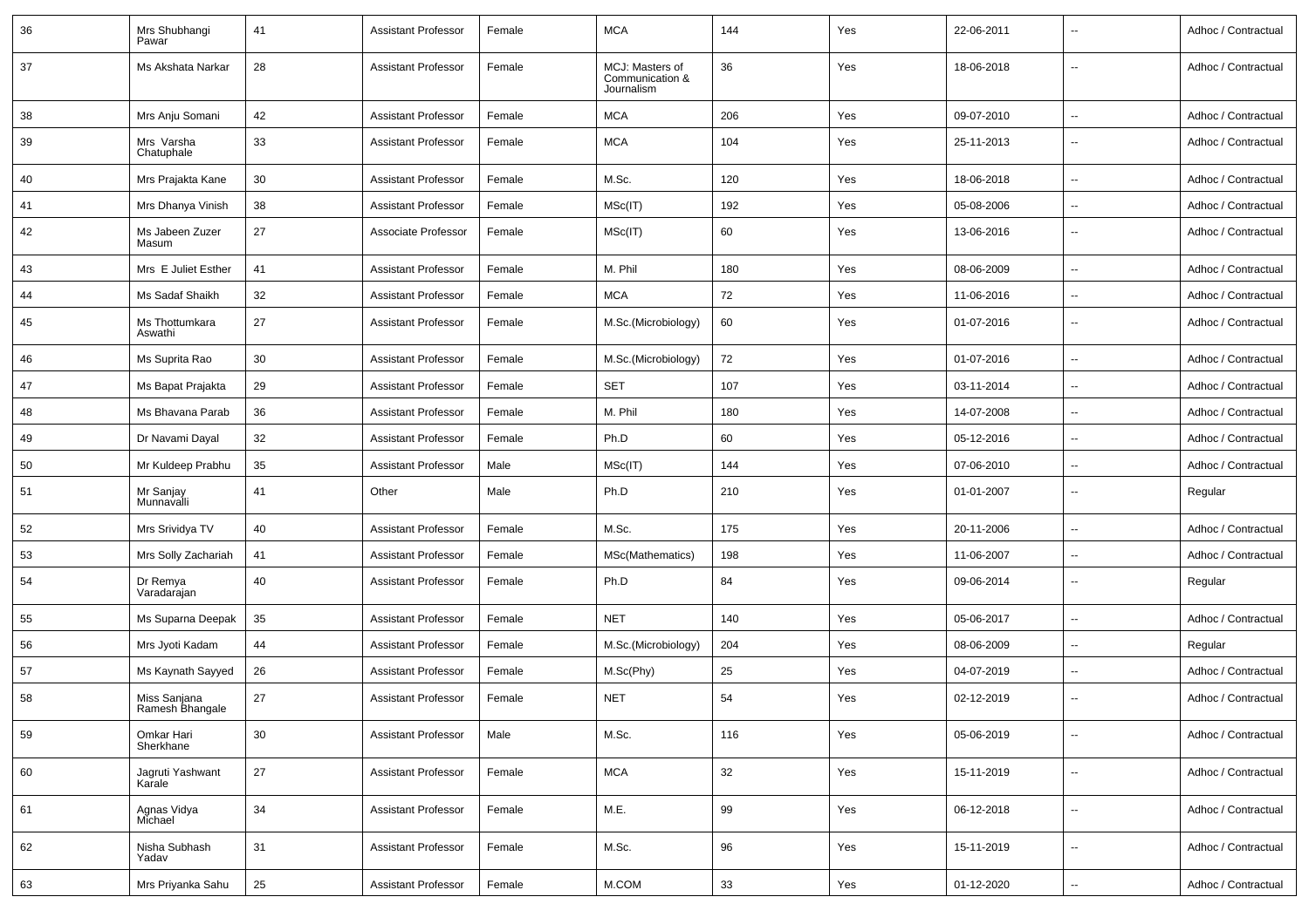| 36 | Mrs Shubhangi Pawar | 41 | Assistant Professor | Female | MCA | 144 | Yes | 22-06-2011 | -- | Adhoc / Contractual |
|---|---|---|---|---|---|---|---|---|---|---|
| 37 | Ms Akshata Narkar | 28 | Assistant Professor | Female | MCJ: Masters of Communication & Journalism | 36 | Yes | 18-06-2018 | -- | Adhoc / Contractual |
| 38 | Mrs Anju Somani | 42 | Assistant Professor | Female | MCA | 206 | Yes | 09-07-2010 | -- | Adhoc / Contractual |
| 39 | Mrs Varsha Chatuphale | 33 | Assistant Professor | Female | MCA | 104 | Yes | 25-11-2013 | -- | Adhoc / Contractual |
| 40 | Mrs Prajakta Kane | 30 | Assistant Professor | Female | M.Sc. | 120 | Yes | 18-06-2018 | -- | Adhoc / Contractual |
| 41 | Mrs Dhanya Vinish | 38 | Assistant Professor | Female | MSc(IT) | 192 | Yes | 05-08-2006 | -- | Adhoc / Contractual |
| 42 | Ms Jabeen Zuzer Masum | 27 | Associate Professor | Female | MSc(IT) | 60 | Yes | 13-06-2016 | -- | Adhoc / Contractual |
| 43 | Mrs E Juliet Esther | 41 | Assistant Professor | Female | M. Phil | 180 | Yes | 08-06-2009 | -- | Adhoc / Contractual |
| 44 | Ms Sadaf Shaikh | 32 | Assistant Professor | Female | MCA | 72 | Yes | 11-06-2016 | -- | Adhoc / Contractual |
| 45 | Ms Thottumkara Aswathi | 27 | Assistant Professor | Female | M.Sc.(Microbiology) | 60 | Yes | 01-07-2016 | -- | Adhoc / Contractual |
| 46 | Ms Suprita Rao | 30 | Assistant Professor | Female | M.Sc.(Microbiology) | 72 | Yes | 01-07-2016 | -- | Adhoc / Contractual |
| 47 | Ms Bapat Prajakta | 29 | Assistant Professor | Female | SET | 107 | Yes | 03-11-2014 | -- | Adhoc / Contractual |
| 48 | Ms Bhavana Parab | 36 | Assistant Professor | Female | M. Phil | 180 | Yes | 14-07-2008 | -- | Adhoc / Contractual |
| 49 | Dr Navami Dayal | 32 | Assistant Professor | Female | Ph.D | 60 | Yes | 05-12-2016 | -- | Adhoc / Contractual |
| 50 | Mr Kuldeep Prabhu | 35 | Assistant Professor | Male | MSc(IT) | 144 | Yes | 07-06-2010 | -- | Adhoc / Contractual |
| 51 | Mr Sanjay Munnavalli | 41 | Other | Male | Ph.D | 210 | Yes | 01-01-2007 | -- | Regular |
| 52 | Mrs Srividya TV | 40 | Assistant Professor | Female | M.Sc. | 175 | Yes | 20-11-2006 | -- | Adhoc / Contractual |
| 53 | Mrs Solly Zachariah | 41 | Assistant Professor | Female | MSc(Mathematics) | 198 | Yes | 11-06-2007 | -- | Adhoc / Contractual |
| 54 | Dr Remya Varadarajan | 40 | Assistant Professor | Female | Ph.D | 84 | Yes | 09-06-2014 | -- | Regular |
| 55 | Ms Suparna Deepak | 35 | Assistant Professor | Female | NET | 140 | Yes | 05-06-2017 | -- | Adhoc / Contractual |
| 56 | Mrs Jyoti Kadam | 44 | Assistant Professor | Female | M.Sc.(Microbiology) | 204 | Yes | 08-06-2009 | -- | Regular |
| 57 | Ms Kaynath Sayyed | 26 | Assistant Professor | Female | M.Sc(Phy) | 25 | Yes | 04-07-2019 | -- | Adhoc / Contractual |
| 58 | Miss Sanjana Ramesh Bhangale | 27 | Assistant Professor | Female | NET | 54 | Yes | 02-12-2019 | -- | Adhoc / Contractual |
| 59 | Omkar Hari Sherkhane | 30 | Assistant Professor | Male | M.Sc. | 116 | Yes | 05-06-2019 | -- | Adhoc / Contractual |
| 60 | Jagruti Yashwant Karale | 27 | Assistant Professor | Female | MCA | 32 | Yes | 15-11-2019 | -- | Adhoc / Contractual |
| 61 | Agnas Vidya Michael | 34 | Assistant Professor | Female | M.E. | 99 | Yes | 06-12-2018 | -- | Adhoc / Contractual |
| 62 | Nisha Subhash Yadav | 31 | Assistant Professor | Female | M.Sc. | 96 | Yes | 15-11-2019 | -- | Adhoc / Contractual |
| 63 | Mrs Priyanka Sahu | 25 | Assistant Professor | Female | M.COM | 33 | Yes | 01-12-2020 | -- | Adhoc / Contractual |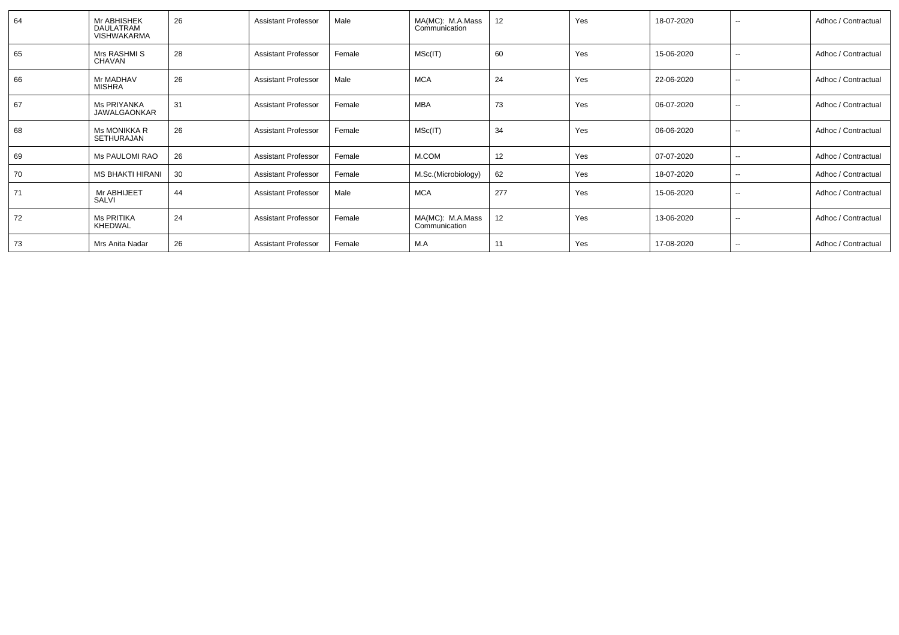| | | | | | | | | | | |
|---|---|---|---|---|---|---|---|---|---|---|
| 64 | Mr ABHISHEK DAULATRAM VISHWAKARMA | 26 | Assistant Professor | Male | MA(MC): M.A.Mass Communication | 12 | Yes | 18-07-2020 | -- | Adhoc / Contractual |
| 65 | Mrs RASHMI S CHAVAN | 28 | Assistant Professor | Female | MSc(IT) | 60 | Yes | 15-06-2020 | -- | Adhoc / Contractual |
| 66 | Mr MADHAV MISHRA | 26 | Assistant Professor | Male | MCA | 24 | Yes | 22-06-2020 | -- | Adhoc / Contractual |
| 67 | Ms PRIYANKA JAWALGAONKAR | 31 | Assistant Professor | Female | MBA | 73 | Yes | 06-07-2020 | -- | Adhoc / Contractual |
| 68 | Ms MONIKKA R SETHURAJAN | 26 | Assistant Professor | Female | MSc(IT) | 34 | Yes | 06-06-2020 | -- | Adhoc / Contractual |
| 69 | Ms PAULOMI RAO | 26 | Assistant Professor | Female | M.COM | 12 | Yes | 07-07-2020 | -- | Adhoc / Contractual |
| 70 | MS BHAKTI HIRANI | 30 | Assistant Professor | Female | M.Sc.(Microbiology) | 62 | Yes | 18-07-2020 | -- | Adhoc / Contractual |
| 71 | Mr ABHIJEET SALVI | 44 | Assistant Professor | Male | MCA | 277 | Yes | 15-06-2020 | -- | Adhoc / Contractual |
| 72 | Ms PRITIKA KHEDWAL | 24 | Assistant Professor | Female | MA(MC): M.A.Mass Communication | 12 | Yes | 13-06-2020 | -- | Adhoc / Contractual |
| 73 | Mrs Anita Nadar | 26 | Assistant Professor | Female | M.A | 11 | Yes | 17-08-2020 | -- | Adhoc / Contractual |